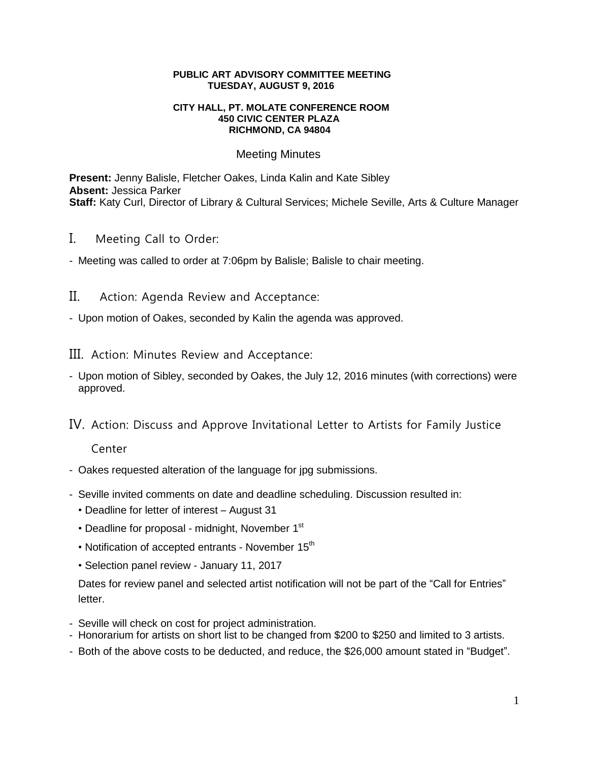**PUBLIC ART ADVISORY COMMITTEE MEETING**
**TUESDAY, AUGUST 9, 2016**

**CITY HALL, PT. MOLATE CONFERENCE ROOM**
**450 CIVIC CENTER PLAZA**
**RICHMOND, CA 94804**

Meeting Minutes

**Present:** Jenny Balisle, Fletcher Oakes, Linda Kalin and Kate Sibley
**Absent:** Jessica Parker
**Staff:** Katy Curl, Director of Library & Cultural Services; Michele Seville, Arts & Culture Manager

## I. Meeting Call to Order:

- Meeting was called to order at 7:06pm by Balisle; Balisle to chair meeting.

## II. Action: Agenda Review and Acceptance:

- Upon motion of Oakes, seconded by Kalin the agenda was approved.

## III. Action: Minutes Review and Acceptance:

- Upon motion of Sibley, seconded by Oakes, the July 12, 2016 minutes (with corrections) were approved.

## IV. Action: Discuss and Approve Invitational Letter to Artists for Family Justice Center

- Oakes requested alteration of the language for jpg submissions.
- Seville invited comments on date and deadline scheduling. Discussion resulted in:
  - Deadline for letter of interest – August 31
  - Deadline for proposal - midnight, November 1st
  - Notification of accepted entrants - November 15th
  - Selection panel review - January 11, 2017

  Dates for review panel and selected artist notification will not be part of the "Call for Entries" letter.

- Seville will check on cost for project administration.
- Honorarium for artists on short list to be changed from $200 to $250 and limited to 3 artists.
- Both of the above costs to be deducted, and reduce, the $26,000 amount stated in "Budget".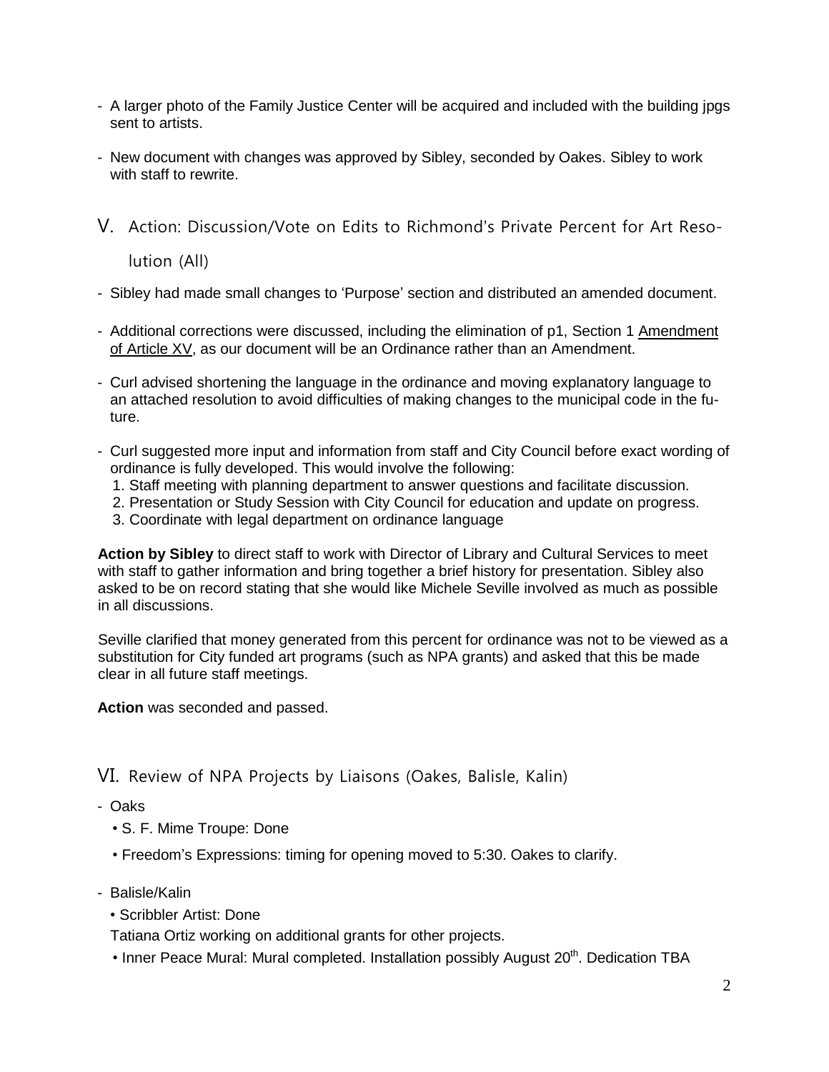- A larger photo of the Family Justice Center will be acquired and included with the building jpgs sent to artists.
- New document with changes was approved by Sibley, seconded by Oakes. Sibley to work with staff to rewrite.

## V. Action: Discussion/Vote on Edits to Richmond's Private Percent for Art Resolution (All)

- Sibley had made small changes to 'Purpose' section and distributed an amended document.
- Additional corrections were discussed, including the elimination of p1, Section 1 Amendment of Article XV, as our document will be an Ordinance rather than an Amendment.
- Curl advised shortening the language in the ordinance and moving explanatory language to an attached resolution to avoid difficulties of making changes to the municipal code in the future.
- Curl suggested more input and information from staff and City Council before exact wording of ordinance is fully developed. This would involve the following:
  1. Staff meeting with planning department to answer questions and facilitate discussion.
  2. Presentation or Study Session with City Council for education and update on progress.
  3. Coordinate with legal department on ordinance language

**Action by Sibley** to direct staff to work with Director of Library and Cultural Services to meet with staff to gather information and bring together a brief history for presentation. Sibley also asked to be on record stating that she would like Michele Seville involved as much as possible in all discussions.

Seville clarified that money generated from this percent for ordinance was not to be viewed as a substitution for City funded art programs (such as NPA grants) and asked that this be made clear in all future staff meetings.

**Action** was seconded and passed.

## VI. Review of NPA Projects by Liaisons (Oakes, Balisle, Kalin)

- Oaks
  - S. F. Mime Troupe: Done
  - Freedom's Expressions: timing for opening moved to 5:30. Oakes to clarify.
- Balisle/Kalin
  - Scribbler Artist: Done

  Tatiana Ortiz working on additional grants for other projects.
  - Inner Peace Mural: Mural completed. Installation possibly August 20th. Dedication TBA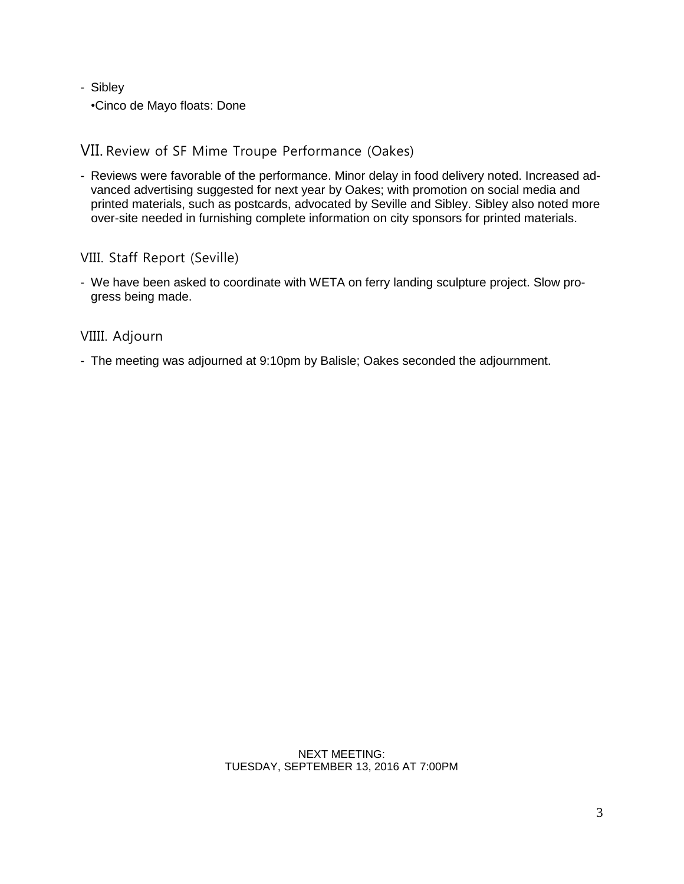- Sibley
  - Cinco de Mayo floats: Done

## VII. Review of SF Mime Troupe Performance (Oakes)

- Reviews were favorable of the performance. Minor delay in food delivery noted. Increased advanced advertising suggested for next year by Oakes; with promotion on social media and printed materials, such as postcards, advocated by Seville and Sibley. Sibley also noted more over-site needed in furnishing complete information on city sponsors for printed materials.

## VIII. Staff Report (Seville)

- We have been asked to coordinate with WETA on ferry landing sculpture project. Slow progress being made.

## VIIII. Adjourn

- The meeting was adjourned at 9:10pm by Balisle; Oakes seconded the adjournment.

NEXT MEETING:
TUESDAY, SEPTEMBER 13, 2016 AT 7:00PM